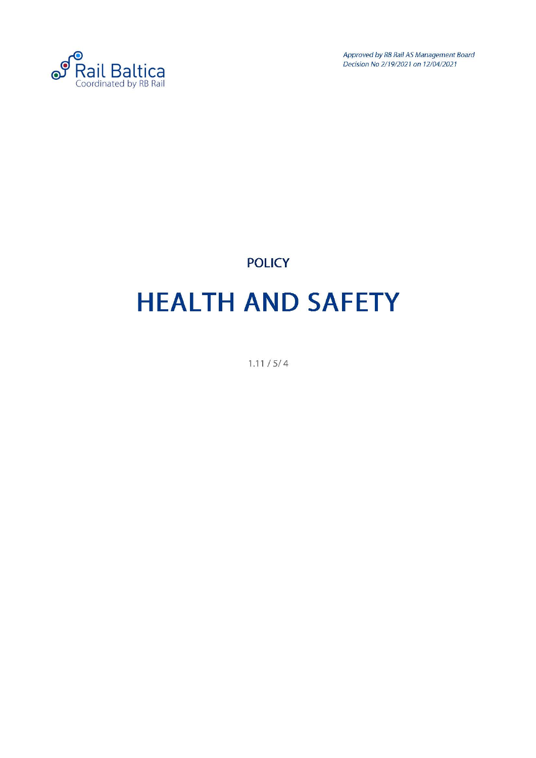Rail Baltica
Coordinated by RB Rail

*Approved by RB Rail AS Management Board*
*Decision No 2/19/2021 on 12/04/2021*

POLICY

# HEALTH AND SAFETY

1.11 / 5/ 4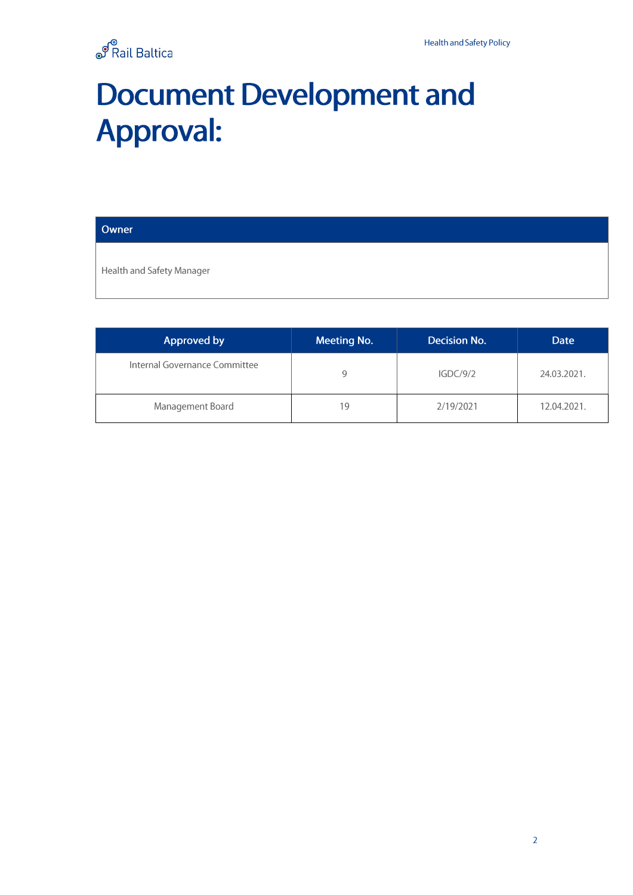# Document Development and Approval:

| Owner |
| --- |
| Health and Safety Manager |

| Approved by | Meeting No. | Decision No. | Date |
| --- | --- | --- | --- |
| Internal Governance Committee | 9 | IGDC/9/2 | 24.03.2021. |
| Management Board | 19 | 2/19/2021 | 12.04.2021. |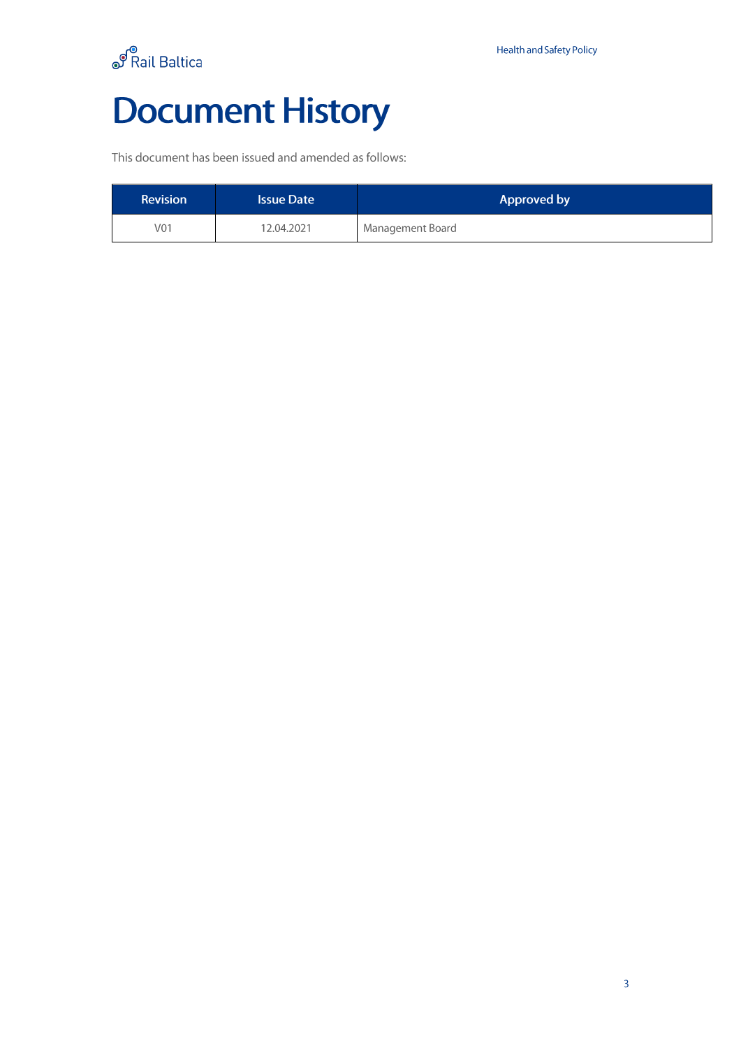# Document History

This document has been issued and amended as follows:

| Revision | Issue Date | Approved by |
|---|---|---|
| V01 | 12.04.2021 | Management Board |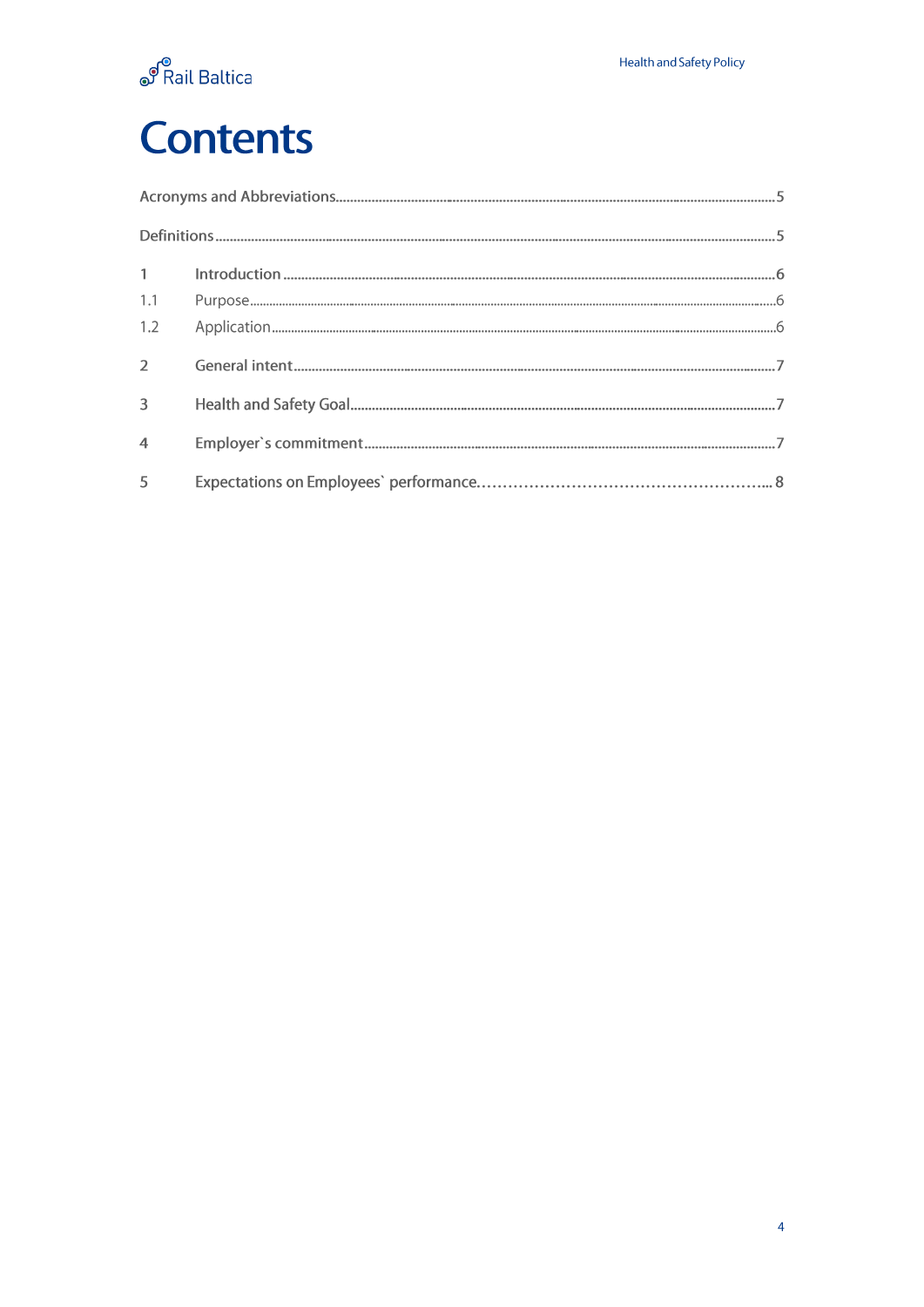# Contents

Acronyms and Abbreviations..........5

Definitions..........5

1 Introduction..........6

1.1 Purpose..........6

1.2 Application..........6

2 General intent..........7

3 Health and Safety Goal..........7

4 Employer`s commitment..........7

5 Expectations on Employees` performance..........8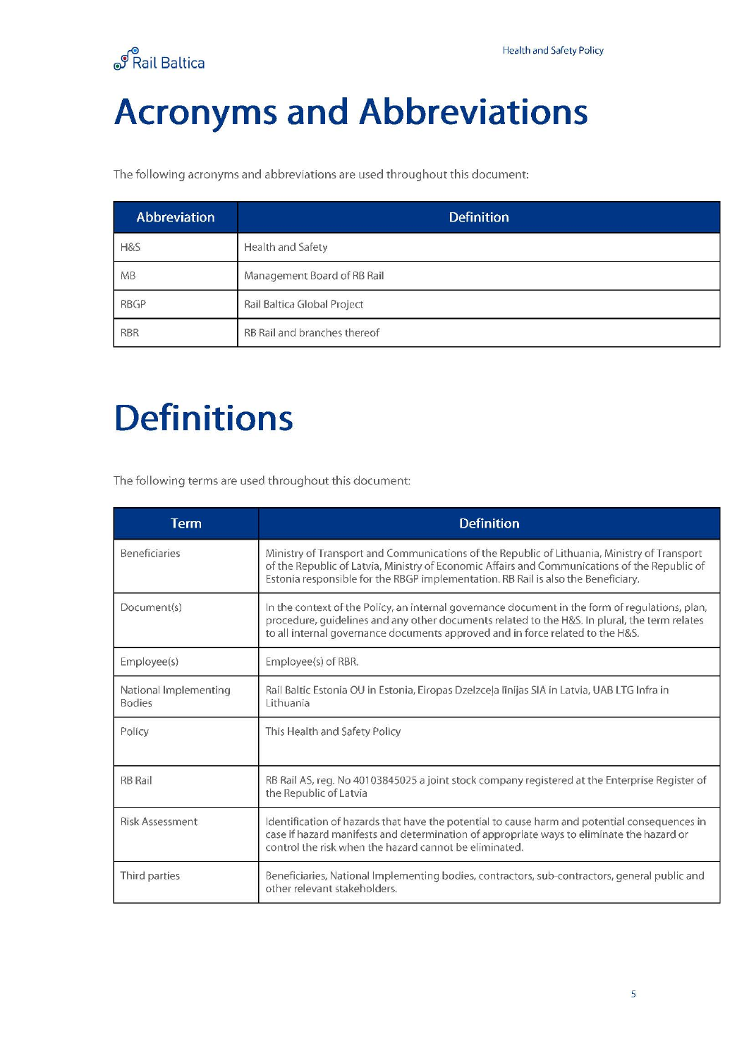# Acronyms and Abbreviations

The following acronyms and abbreviations are used throughout this document:

| Abbreviation | Definition |
| --- | --- |
| H&S | Health and Safety |
| MB | Management Board of RB Rail |
| RBGP | Rail Baltica Global Project |
| RBR | RB Rail and branches thereof |

# Definitions

The following terms are used throughout this document:

| Term | Definition |
| --- | --- |
| Beneficiaries | Ministry of Transport and Communications of the Republic of Lithuania, Ministry of Transport of the Republic of Latvia, Ministry of Economic Affairs and Communications of the Republic of Estonia responsible for the RBGP implementation. RB Rail is also the Beneficiary. |
| Document(s) | In the context of the Policy, an internal governance document in the form of regulations, plan, procedure, guidelines and any other documents related to the H&S. In plural, the term relates to all internal governance documents approved and in force related to the H&S. |
| Employee(s) | Employee(s) of RBR. |
| National Implementing Bodies | Rail Baltic Estonia OU in Estonia, Eiropas Dzelzceļa līnijas SIA in Latvia, UAB LTG Infra in Lithuania |
| Policy | This Health and Safety Policy |
| RB Rail | RB Rail AS, reg. No 40103845025 a joint stock company registered at the Enterprise Register of the Republic of Latvia |
| Risk Assessment | Identification of hazards that have the potential to cause harm and potential consequences in case if hazard manifests and determination of appropriate ways to eliminate the hazard or control the risk when the hazard cannot be eliminated. |
| Third parties | Beneficiaries, National Implementing bodies, contractors, sub-contractors, general public and other relevant stakeholders. |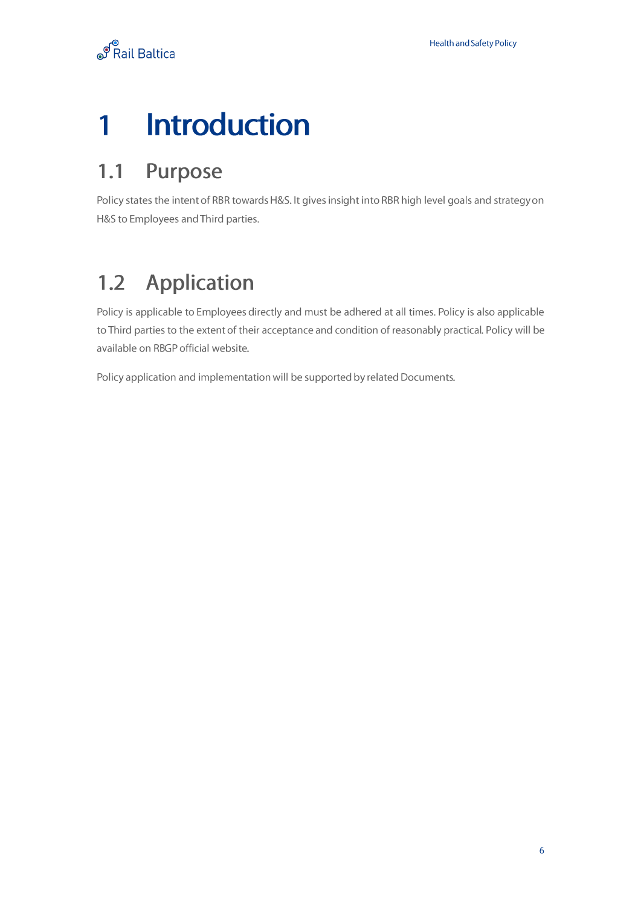# 1 Introduction

## 1.1 Purpose

Policy states the intent of RBR towards H&S. It gives insight into RBR high level goals and strategy on H&S to Employees and Third parties.

## 1.2 Application

Policy is applicable to Employees directly and must be adhered at all times. Policy is also applicable to Third parties to the extent of their acceptance and condition of reasonably practical. Policy will be available on RBGP official website.

Policy application and implementation will be supported by related Documents.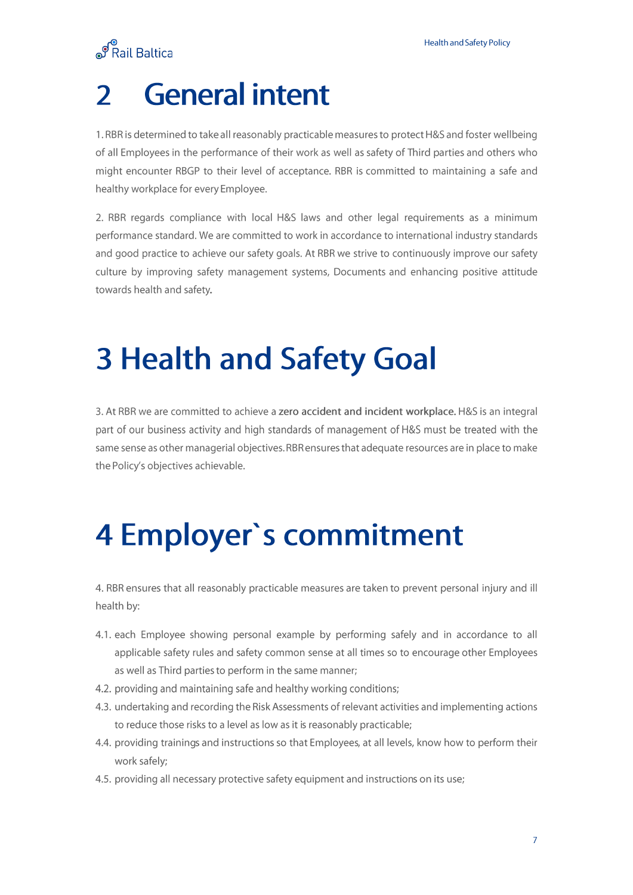# 2 General intent

1. RBR is determined to take all reasonably practicable measures to protect H&S and foster wellbeing of all Employees in the performance of their work as well as safety of Third parties and others who might encounter RBGP to their level of acceptance. RBR is committed to maintaining a safe and healthy workplace for every Employee.

2. RBR regards compliance with local H&S laws and other legal requirements as a minimum performance standard. We are committed to work in accordance to international industry standards and good practice to achieve our safety goals. At RBR we strive to continuously improve our safety culture by improving safety management systems, Documents and enhancing positive attitude towards health and safety.

# 3 Health and Safety Goal

3. At RBR we are committed to achieve a **zero accident and incident workplace.** H&S is an integral part of our business activity and high standards of management of H&S must be treated with the same sense as other managerial objectives. RBR ensures that adequate resources are in place to make the Policy's objectives achievable.

# 4 Employer`s commitment

4. RBR ensures that all reasonably practicable measures are taken to prevent personal injury and ill health by:

4.1. each Employee showing personal example by performing safely and in accordance to all applicable safety rules and safety common sense at all times so to encourage other Employees as well as Third parties to perform in the same manner;
4.2. providing and maintaining safe and healthy working conditions;
4.3. undertaking and recording the Risk Assessments of relevant activities and implementing actions to reduce those risks to a level as low as it is reasonably practicable;
4.4. providing trainings and instructions so that Employees, at all levels, know how to perform their work safely;
4.5. providing all necessary protective safety equipment and instructions on its use;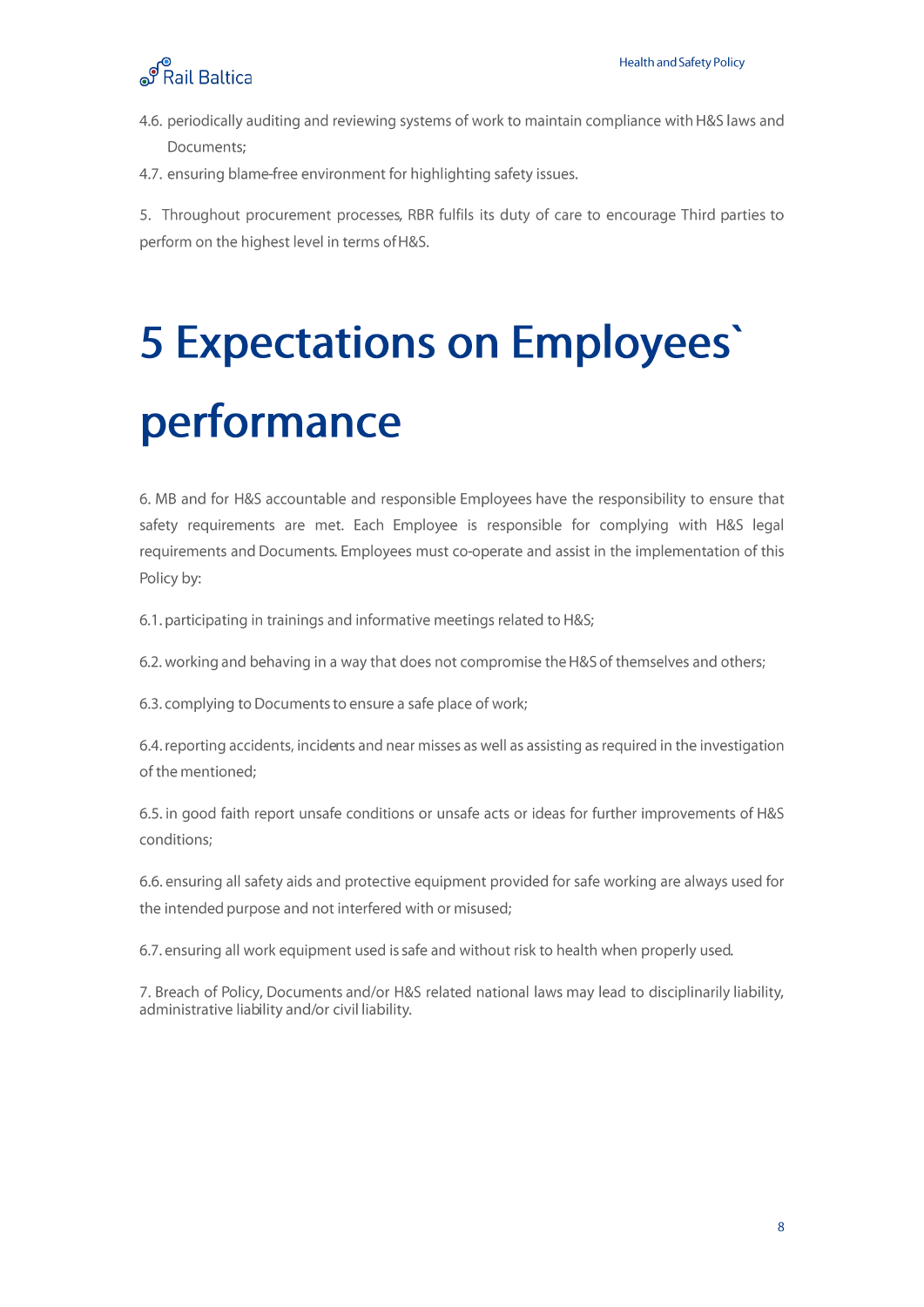4.6. periodically auditing and reviewing systems of work to maintain compliance with H&S laws and Documents;

4.7. ensuring blame-free environment for highlighting safety issues.

5. Throughout procurement processes, RBR fulfils its duty of care to encourage Third parties to perform on the highest level in terms of H&S.

# 5 Expectations on Employees` performance

6. MB and for H&S accountable and responsible Employees have the responsibility to ensure that safety requirements are met. Each Employee is responsible for complying with H&S legal requirements and Documents. Employees must co-operate and assist in the implementation of this Policy by:

6.1. participating in trainings and informative meetings related to H&S;

6.2. working and behaving in a way that does not compromise the H&S of themselves and others;

6.3. complying to Documents to ensure a safe place of work;

6.4. reporting accidents, incidents and near misses as well as assisting as required in the investigation of the mentioned;

6.5. in good faith report unsafe conditions or unsafe acts or ideas for further improvements of H&S conditions;

6.6. ensuring all safety aids and protective equipment provided for safe working are always used for the intended purpose and not interfered with or misused;

6.7. ensuring all work equipment used is safe and without risk to health when properly used.

7. Breach of Policy, Documents and/or H&S related national laws may lead to disciplinarily liability, administrative liability and/or civil liability.